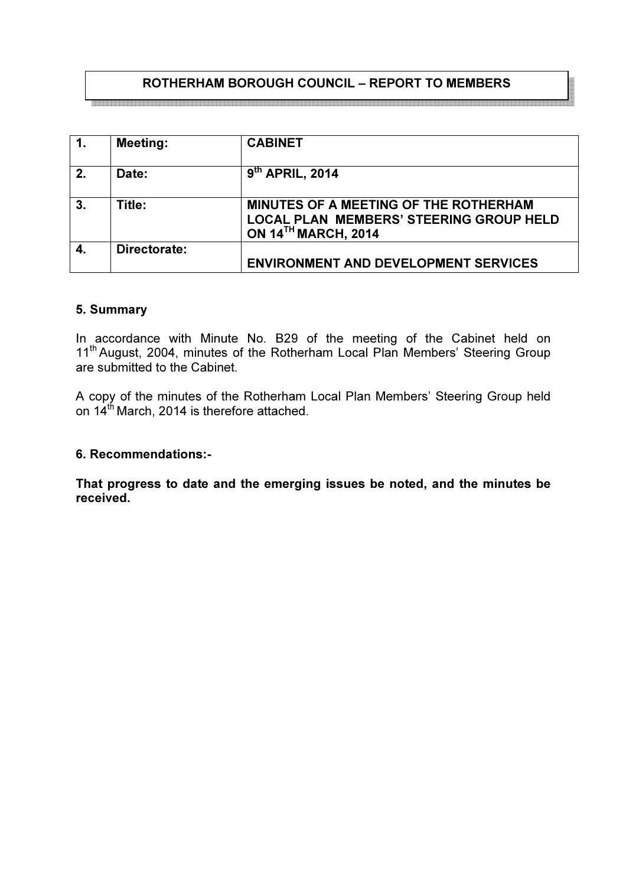# ROTHERHAM BOROUGH COUNCIL – REPORT TO MEMBERS

| 1. | Meeting: | CABINET |
|---|---|---|
| 2. | Date: | 9th APRIL, 2014 |
| 3. | Title: | MINUTES OF A MEETING OF THE ROTHERHAM LOCAL PLAN MEMBERS' STEERING GROUP HELD ON 14TH MARCH, 2014 |
| 4. | Directorate: | ENVIRONMENT AND DEVELOPMENT SERVICES |

## 5. Summary

In accordance with Minute No. B29 of the meeting of the Cabinet held on 11th August, 2004, minutes of the Rotherham Local Plan Members' Steering Group are submitted to the Cabinet.

A copy of the minutes of the Rotherham Local Plan Members' Steering Group held on 14th March, 2014 is therefore attached.

## 6. Recommendations:-

**That progress to date and the emerging issues be noted, and the minutes be received.**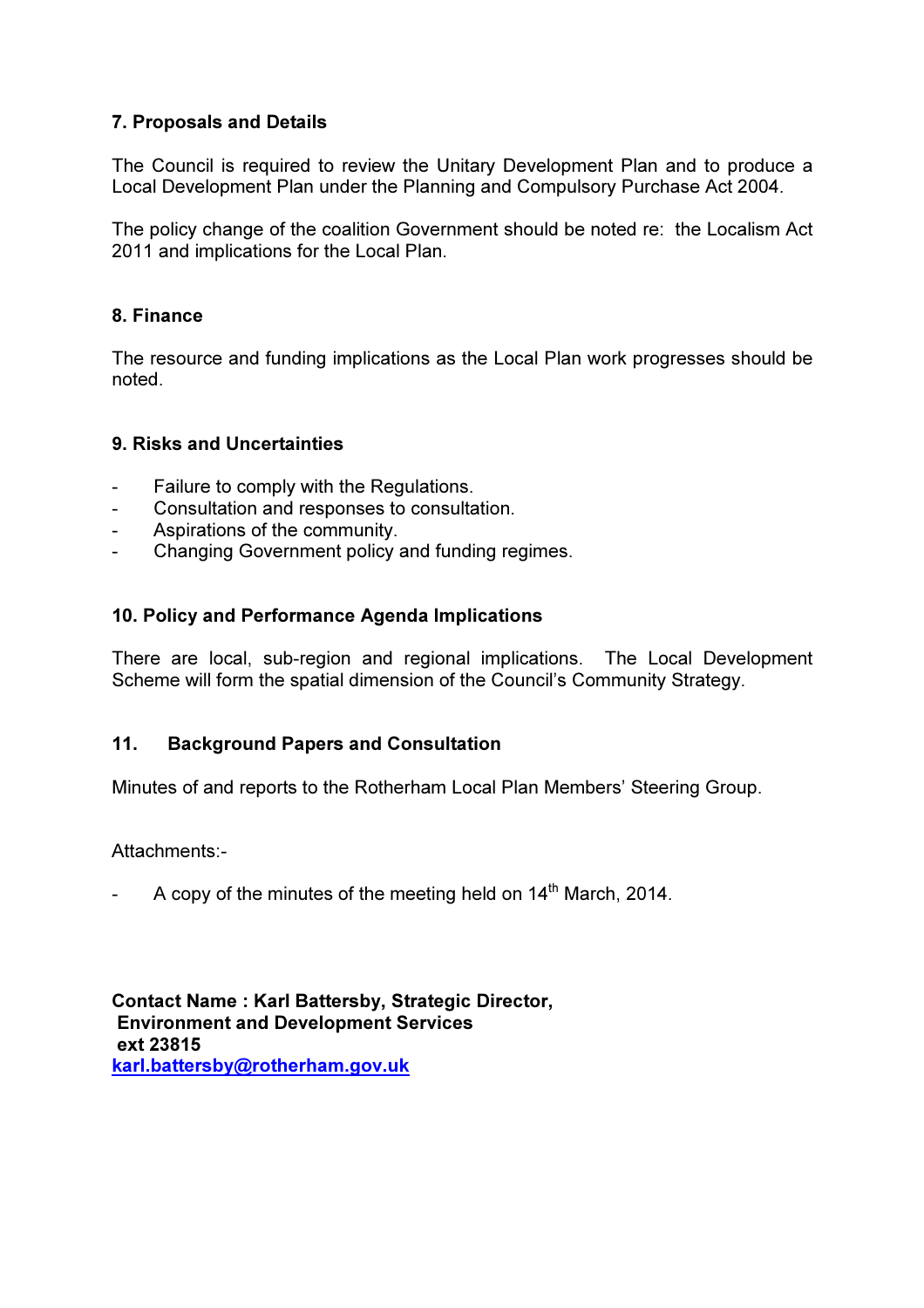## 7. Proposals and Details

The Council is required to review the Unitary Development Plan and to produce a Local Development Plan under the Planning and Compulsory Purchase Act 2004.

The policy change of the coalition Government should be noted re: the Localism Act 2011 and implications for the Local Plan.

## 8. Finance

The resource and funding implications as the Local Plan work progresses should be noted.

## 9. Risks and Uncertainties

- Failure to comply with the Regulations.
- Consultation and responses to consultation.
- Aspirations of the community.
- Changing Government policy and funding regimes.

## 10. Policy and Performance Agenda Implications

There are local, sub-region and regional implications. The Local Development Scheme will form the spatial dimension of the Council's Community Strategy.

## 11. Background Papers and Consultation

Minutes of and reports to the Rotherham Local Plan Members' Steering Group.

Attachments:-

- A copy of the minutes of the meeting held on 14th March, 2014.

**Contact Name : Karl Battersby, Strategic Director,**
**Environment and Development Services**
**ext 23815**
**karl.battersby@rotherham.gov.uk**